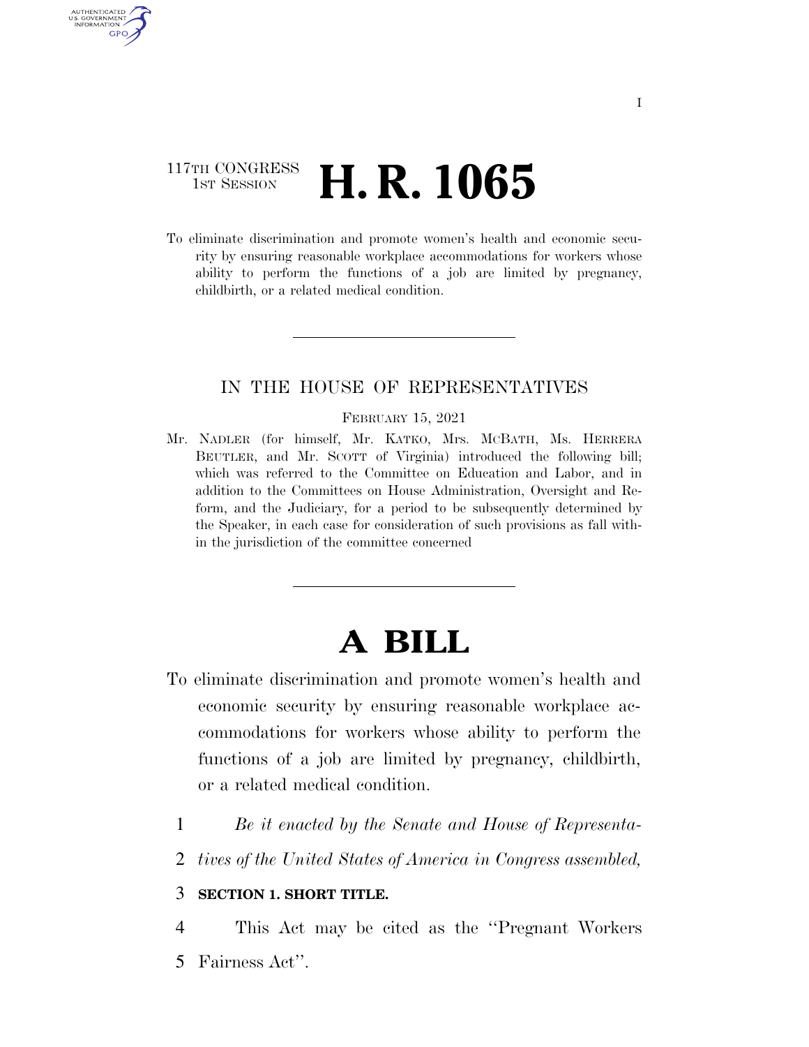117TH CONGRESS
1ST SESSION

# H. R. 1065

To eliminate discrimination and promote women's health and economic security by ensuring reasonable workplace accommodations for workers whose ability to perform the functions of a job are limited by pregnancy, childbirth, or a related medical condition.

---

IN THE HOUSE OF REPRESENTATIVES

FEBRUARY 15, 2021

Mr. NADLER (for himself, Mr. KATKO, Mrs. MCBATH, Ms. HERRERA BEUTLER, and Mr. SCOTT of Virginia) introduced the following bill; which was referred to the Committee on Education and Labor, and in addition to the Committees on House Administration, Oversight and Reform, and the Judiciary, for a period to be subsequently determined by the Speaker, in each case for consideration of such provisions as fall within the jurisdiction of the committee concerned

---

# A BILL

To eliminate discrimination and promote women's health and economic security by ensuring reasonable workplace accommodations for workers whose ability to perform the functions of a job are limited by pregnancy, childbirth, or a related medical condition.

1 *Be it enacted by the Senate and House of Representa-*
2 *tives of the United States of America in Congress assembled,*

3 **SECTION 1. SHORT TITLE.**

4 This Act may be cited as the "Pregnant Workers
5 Fairness Act".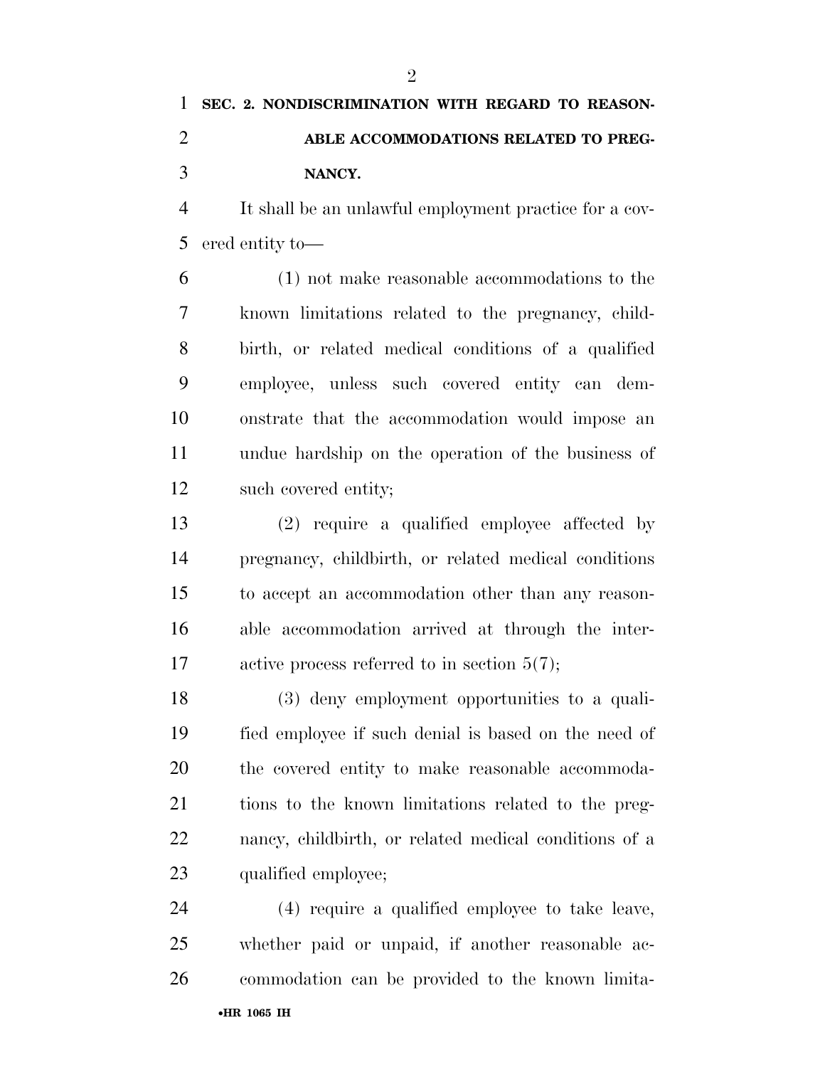**SEC. 2. NONDISCRIMINATION WITH REGARD TO REASONABLE ACCOMMODATIONS RELATED TO PREGNANCY.**

It shall be an unlawful employment practice for a covered entity to—

(1) not make reasonable accommodations to the known limitations related to the pregnancy, childbirth, or related medical conditions of a qualified employee, unless such covered entity can demonstrate that the accommodation would impose an undue hardship on the operation of the business of such covered entity;

(2) require a qualified employee affected by pregnancy, childbirth, or related medical conditions to accept an accommodation other than any reasonable accommodation arrived at through the interactive process referred to in section 5(7);

(3) deny employment opportunities to a qualified employee if such denial is based on the need of the covered entity to make reasonable accommodations to the known limitations related to the pregnancy, childbirth, or related medical conditions of a qualified employee;

(4) require a qualified employee to take leave, whether paid or unpaid, if another reasonable accommodation can be provided to the known limita-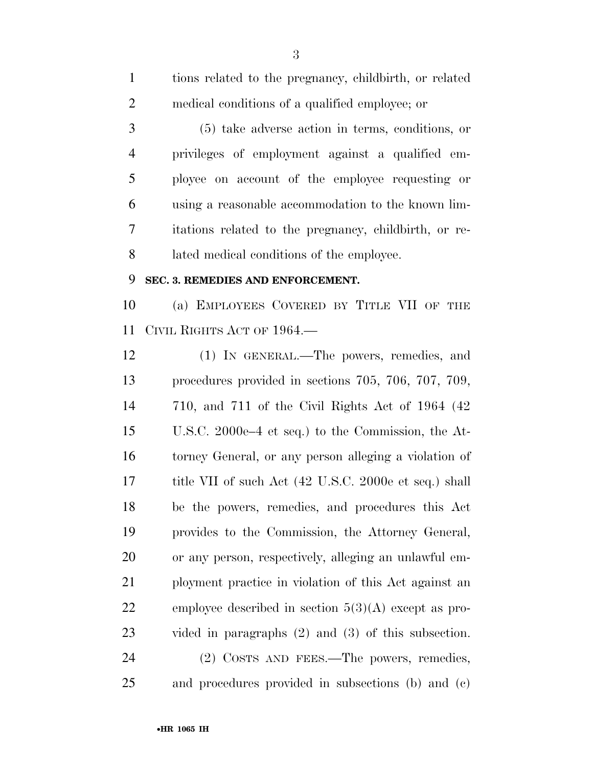tions related to the pregnancy, childbirth, or related medical conditions of a qualified employee; or

(5) take adverse action in terms, conditions, or privileges of employment against a qualified employee on account of the employee requesting or using a reasonable accommodation to the known limitations related to the pregnancy, childbirth, or related medical conditions of the employee.

**SEC. 3. REMEDIES AND ENFORCEMENT.**

(a) EMPLOYEES COVERED BY TITLE VII OF THE CIVIL RIGHTS ACT OF 1964.—

(1) IN GENERAL.—The powers, remedies, and procedures provided in sections 705, 706, 707, 709, 710, and 711 of the Civil Rights Act of 1964 (42 U.S.C. 2000e–4 et seq.) to the Commission, the Attorney General, or any person alleging a violation of title VII of such Act (42 U.S.C. 2000e et seq.) shall be the powers, remedies, and procedures this Act provides to the Commission, the Attorney General, or any person, respectively, alleging an unlawful employment practice in violation of this Act against an employee described in section 5(3)(A) except as provided in paragraphs (2) and (3) of this subsection.

(2) COSTS AND FEES.—The powers, remedies, and procedures provided in subsections (b) and (c)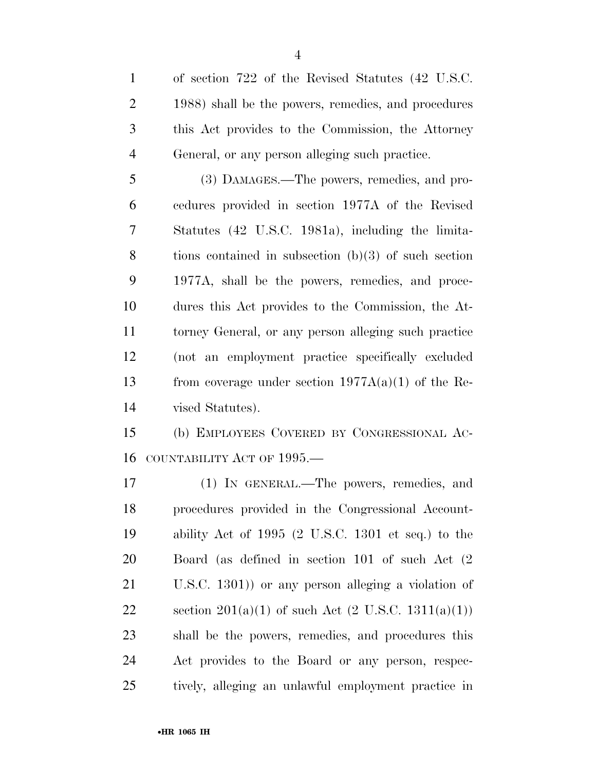of section 722 of the Revised Statutes (42 U.S.C. 1988) shall be the powers, remedies, and procedures this Act provides to the Commission, the Attorney General, or any person alleging such practice.

(3) DAMAGES.—The powers, remedies, and procedures provided in section 1977A of the Revised Statutes (42 U.S.C. 1981a), including the limitations contained in subsection (b)(3) of such section 1977A, shall be the powers, remedies, and procedures this Act provides to the Commission, the Attorney General, or any person alleging such practice (not an employment practice specifically excluded from coverage under section 1977A(a)(1) of the Revised Statutes).

(b) EMPLOYEES COVERED BY CONGRESSIONAL ACCOUNTABILITY ACT OF 1995.—

(1) IN GENERAL.—The powers, remedies, and procedures provided in the Congressional Accountability Act of 1995 (2 U.S.C. 1301 et seq.) to the Board (as defined in section 101 of such Act (2 U.S.C. 1301)) or any person alleging a violation of section 201(a)(1) of such Act (2 U.S.C. 1311(a)(1)) shall be the powers, remedies, and procedures this Act provides to the Board or any person, respectively, alleging an unlawful employment practice in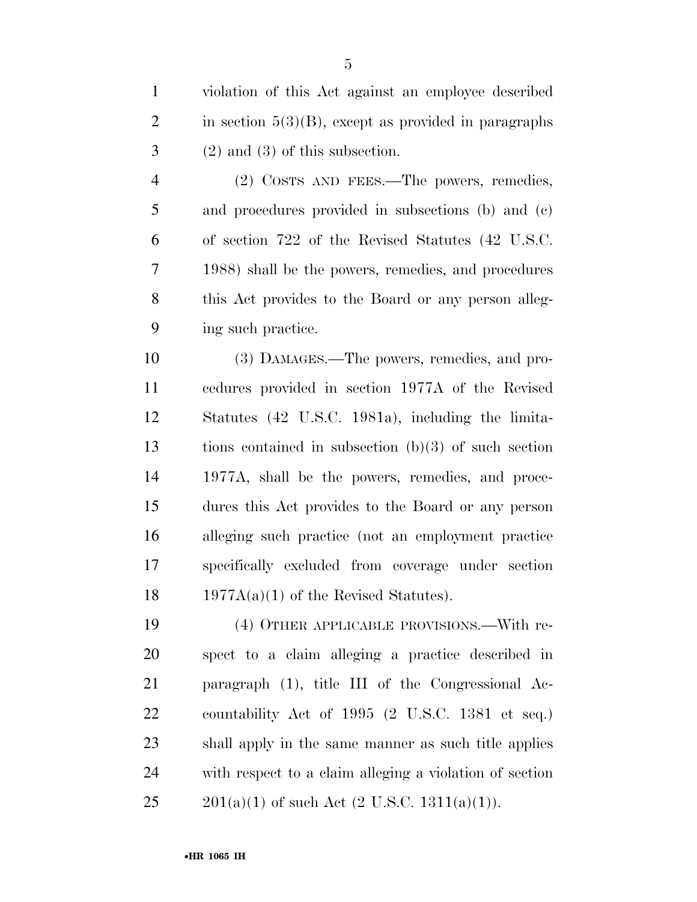violation of this Act against an employee described in section 5(3)(B), except as provided in paragraphs (2) and (3) of this subsection.

(2) COSTS AND FEES.—The powers, remedies, and procedures provided in subsections (b) and (c) of section 722 of the Revised Statutes (42 U.S.C. 1988) shall be the powers, remedies, and procedures this Act provides to the Board or any person alleging such practice.

(3) DAMAGES.—The powers, remedies, and procedures provided in section 1977A of the Revised Statutes (42 U.S.C. 1981a), including the limitations contained in subsection (b)(3) of such section 1977A, shall be the powers, remedies, and procedures this Act provides to the Board or any person alleging such practice (not an employment practice specifically excluded from coverage under section 1977A(a)(1) of the Revised Statutes).

(4) OTHER APPLICABLE PROVISIONS.—With respect to a claim alleging a practice described in paragraph (1), title III of the Congressional Accountability Act of 1995 (2 U.S.C. 1381 et seq.) shall apply in the same manner as such title applies with respect to a claim alleging a violation of section 201(a)(1) of such Act (2 U.S.C. 1311(a)(1)).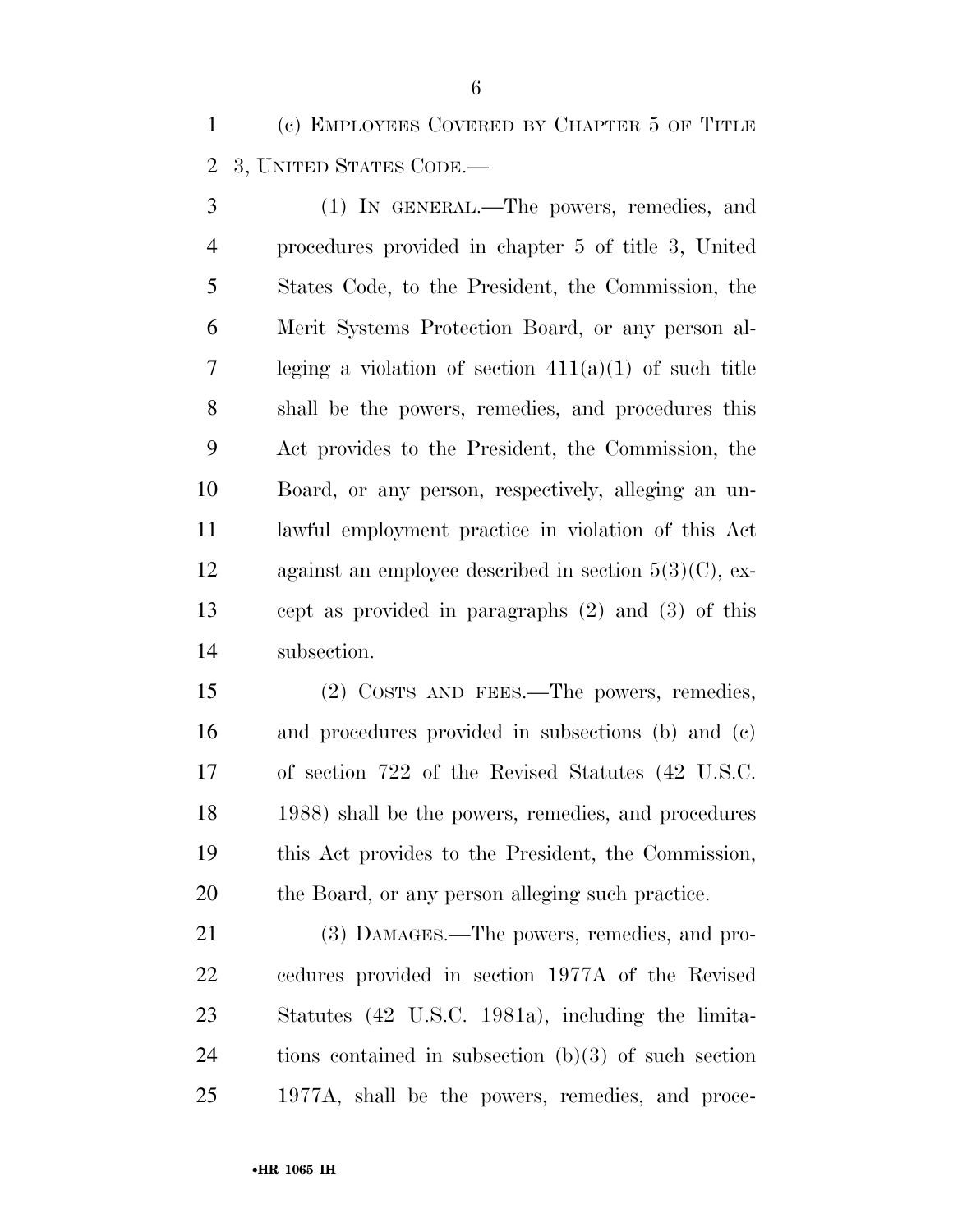(c) EMPLOYEES COVERED BY CHAPTER 5 OF TITLE 3, UNITED STATES CODE.—

(1) IN GENERAL.—The powers, remedies, and procedures provided in chapter 5 of title 3, United States Code, to the President, the Commission, the Merit Systems Protection Board, or any person alleging a violation of section 411(a)(1) of such title shall be the powers, remedies, and procedures this Act provides to the President, the Commission, the Board, or any person, respectively, alleging an unlawful employment practice in violation of this Act against an employee described in section 5(3)(C), except as provided in paragraphs (2) and (3) of this subsection.

(2) COSTS AND FEES.—The powers, remedies, and procedures provided in subsections (b) and (c) of section 722 of the Revised Statutes (42 U.S.C. 1988) shall be the powers, remedies, and procedures this Act provides to the President, the Commission, the Board, or any person alleging such practice.

(3) DAMAGES.—The powers, remedies, and procedures provided in section 1977A of the Revised Statutes (42 U.S.C. 1981a), including the limitations contained in subsection (b)(3) of such section 1977A, shall be the powers, remedies, and proce-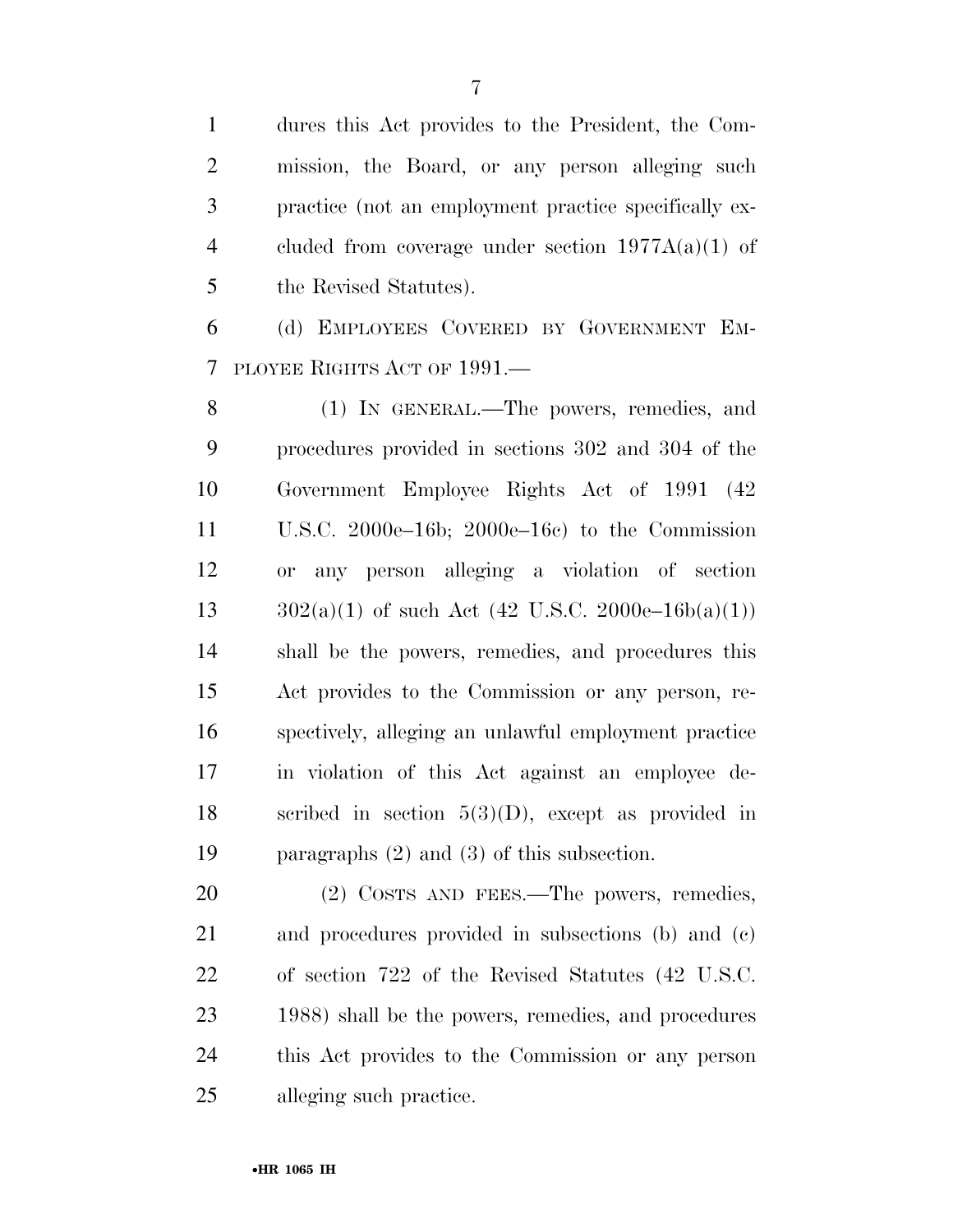dures this Act provides to the President, the Commission, the Board, or any person alleging such practice (not an employment practice specifically excluded from coverage under section 1977A(a)(1) of the Revised Statutes).

(d) EMPLOYEES COVERED BY GOVERNMENT EMPLOYEE RIGHTS ACT OF 1991.—

(1) IN GENERAL.—The powers, remedies, and procedures provided in sections 302 and 304 of the Government Employee Rights Act of 1991 (42 U.S.C. 2000e–16b; 2000e–16c) to the Commission or any person alleging a violation of section 302(a)(1) of such Act (42 U.S.C. 2000e–16b(a)(1)) shall be the powers, remedies, and procedures this Act provides to the Commission or any person, respectively, alleging an unlawful employment practice in violation of this Act against an employee described in section 5(3)(D), except as provided in paragraphs (2) and (3) of this subsection.

(2) COSTS AND FEES.—The powers, remedies, and procedures provided in subsections (b) and (c) of section 722 of the Revised Statutes (42 U.S.C. 1988) shall be the powers, remedies, and procedures this Act provides to the Commission or any person alleging such practice.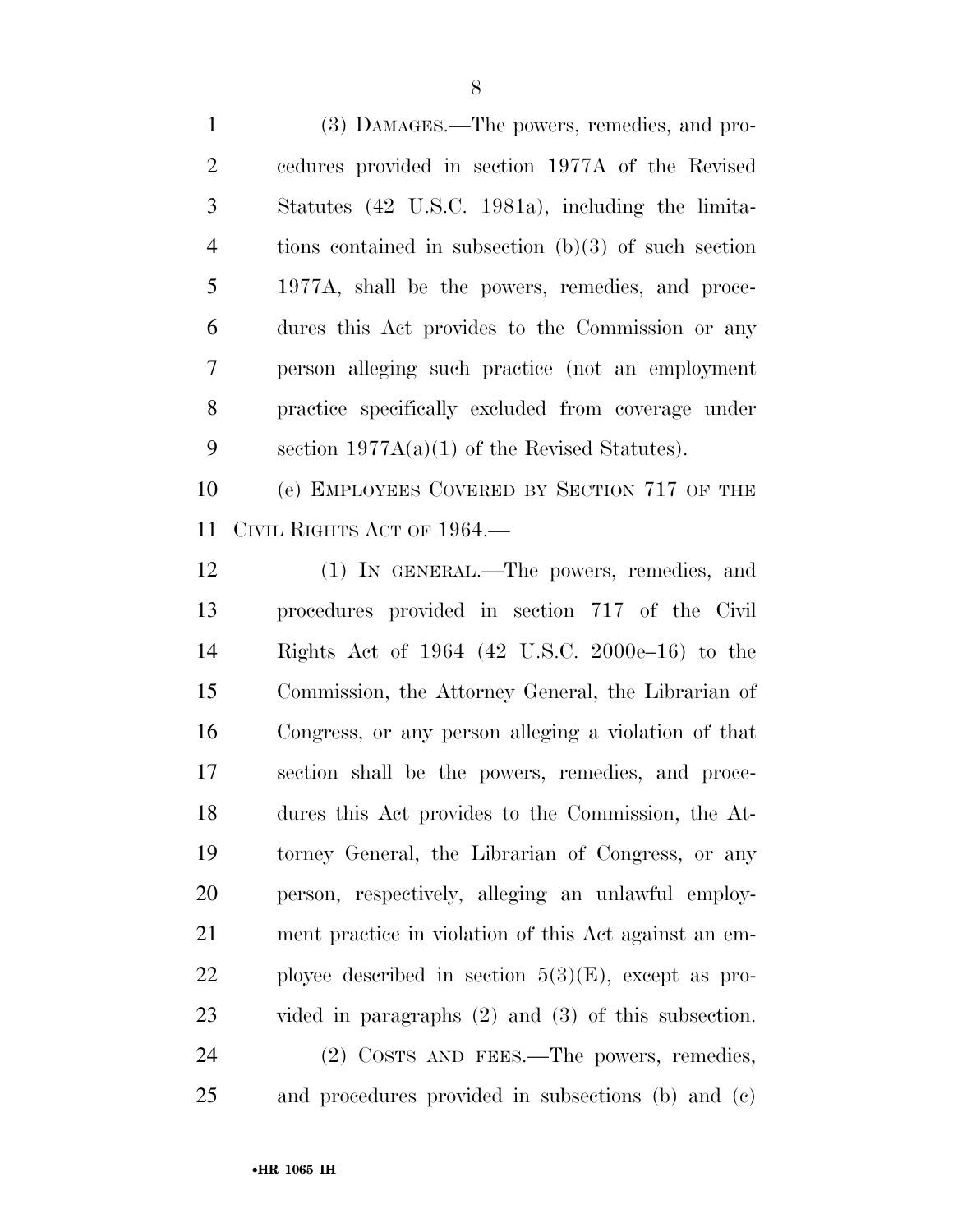(3) DAMAGES.—The powers, remedies, and procedures provided in section 1977A of the Revised Statutes (42 U.S.C. 1981a), including the limitations contained in subsection (b)(3) of such section 1977A, shall be the powers, remedies, and procedures this Act provides to the Commission or any person alleging such practice (not an employment practice specifically excluded from coverage under section 1977A(a)(1) of the Revised Statutes).

(e) EMPLOYEES COVERED BY SECTION 717 OF THE CIVIL RIGHTS ACT OF 1964.—

(1) IN GENERAL.—The powers, remedies, and procedures provided in section 717 of the Civil Rights Act of 1964 (42 U.S.C. 2000e–16) to the Commission, the Attorney General, the Librarian of Congress, or any person alleging a violation of that section shall be the powers, remedies, and procedures this Act provides to the Commission, the Attorney General, the Librarian of Congress, or any person, respectively, alleging an unlawful employment practice in violation of this Act against an employee described in section 5(3)(E), except as provided in paragraphs (2) and (3) of this subsection.

(2) COSTS AND FEES.—The powers, remedies, and procedures provided in subsections (b) and (c)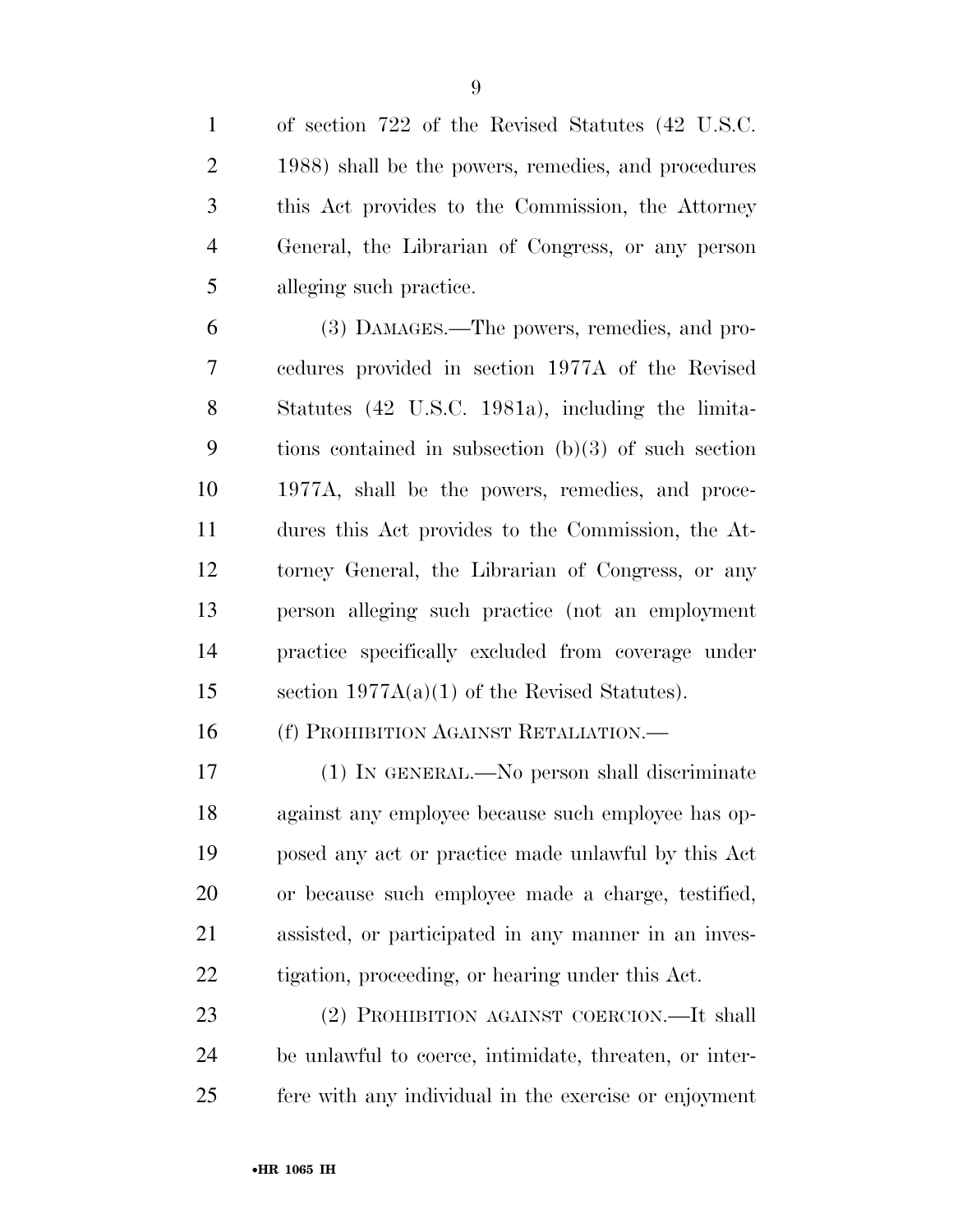of section 722 of the Revised Statutes (42 U.S.C. 1988) shall be the powers, remedies, and procedures this Act provides to the Commission, the Attorney General, the Librarian of Congress, or any person alleging such practice.

(3) DAMAGES.—The powers, remedies, and procedures provided in section 1977A of the Revised Statutes (42 U.S.C. 1981a), including the limitations contained in subsection (b)(3) of such section 1977A, shall be the powers, remedies, and procedures this Act provides to the Commission, the Attorney General, the Librarian of Congress, or any person alleging such practice (not an employment practice specifically excluded from coverage under section 1977A(a)(1) of the Revised Statutes).

(f) PROHIBITION AGAINST RETALIATION.—

(1) IN GENERAL.—No person shall discriminate against any employee because such employee has opposed any act or practice made unlawful by this Act or because such employee made a charge, testified, assisted, or participated in any manner in an investigation, proceeding, or hearing under this Act.

(2) PROHIBITION AGAINST COERCION.—It shall be unlawful to coerce, intimidate, threaten, or interfere with any individual in the exercise or enjoyment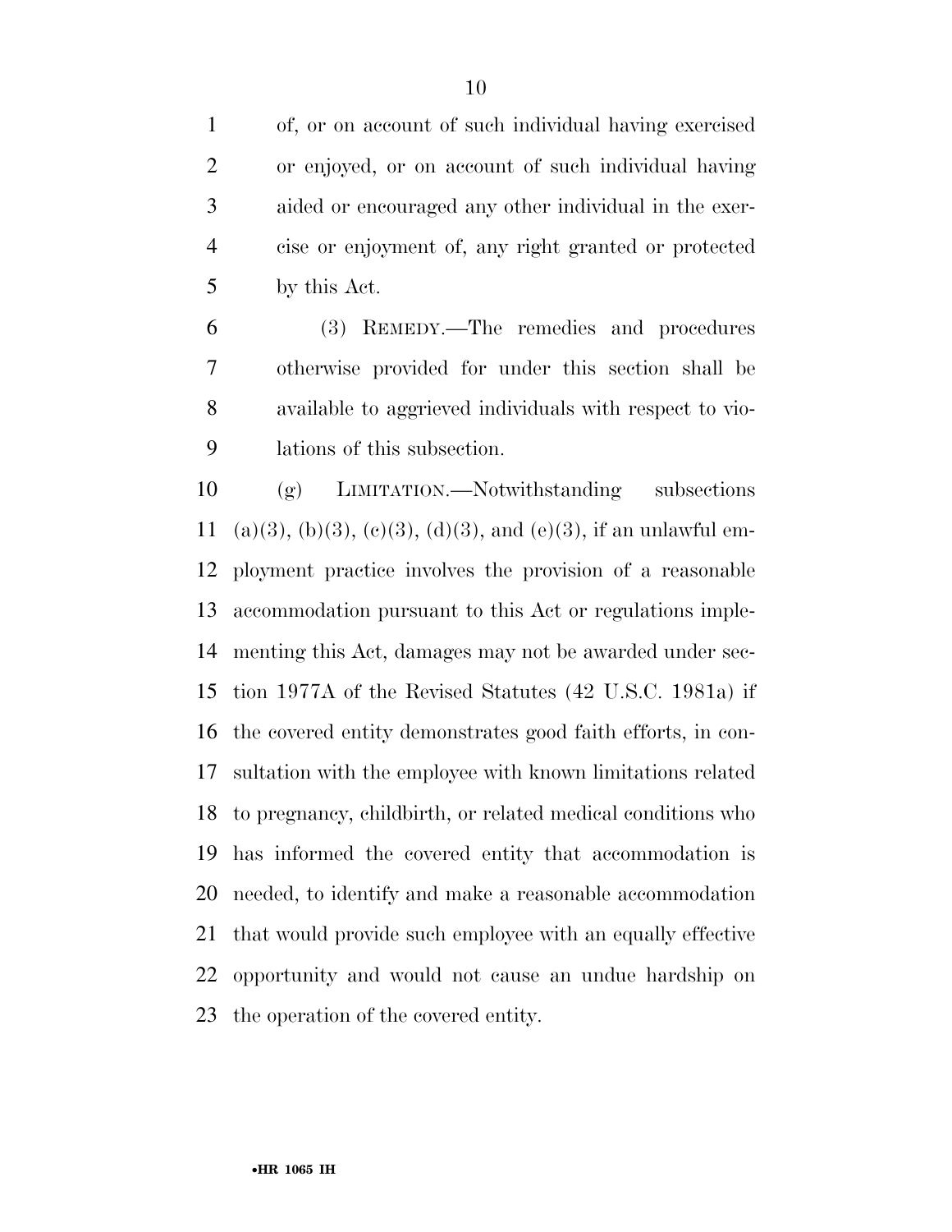of, or on account of such individual having exercised or enjoyed, or on account of such individual having aided or encouraged any other individual in the exercise or enjoyment of, any right granted or protected by this Act.

(3) REMEDY.—The remedies and procedures otherwise provided for under this section shall be available to aggrieved individuals with respect to violations of this subsection.

(g) LIMITATION.—Notwithstanding subsections (a)(3), (b)(3), (c)(3), (d)(3), and (e)(3), if an unlawful employment practice involves the provision of a reasonable accommodation pursuant to this Act or regulations implementing this Act, damages may not be awarded under section 1977A of the Revised Statutes (42 U.S.C. 1981a) if the covered entity demonstrates good faith efforts, in consultation with the employee with known limitations related to pregnancy, childbirth, or related medical conditions who has informed the covered entity that accommodation is needed, to identify and make a reasonable accommodation that would provide such employee with an equally effective opportunity and would not cause an undue hardship on the operation of the covered entity.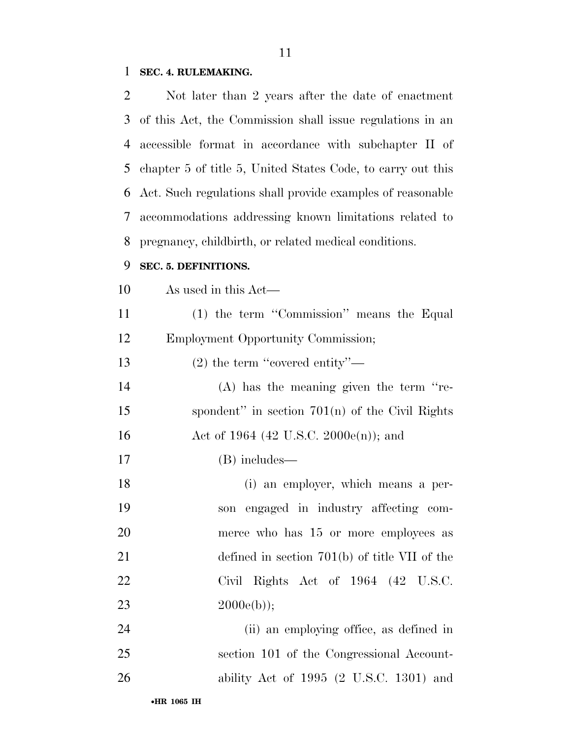**SEC. 4. RULEMAKING.**

Not later than 2 years after the date of enactment of this Act, the Commission shall issue regulations in an accessible format in accordance with subchapter II of chapter 5 of title 5, United States Code, to carry out this Act. Such regulations shall provide examples of reasonable accommodations addressing known limitations related to pregnancy, childbirth, or related medical conditions.

**SEC. 5. DEFINITIONS.**

As used in this Act—

(1) the term ''Commission'' means the Equal Employment Opportunity Commission;

(2) the term ''covered entity''—

(A) has the meaning given the term ''respondent'' in section 701(n) of the Civil Rights Act of 1964 (42 U.S.C. 2000e(n)); and

(B) includes—

(i) an employer, which means a person engaged in industry affecting commerce who has 15 or more employees as defined in section 701(b) of title VII of the Civil Rights Act of 1964 (42 U.S.C. 2000e(b));

(ii) an employing office, as defined in section 101 of the Congressional Accountability Act of 1995 (2 U.S.C. 1301) and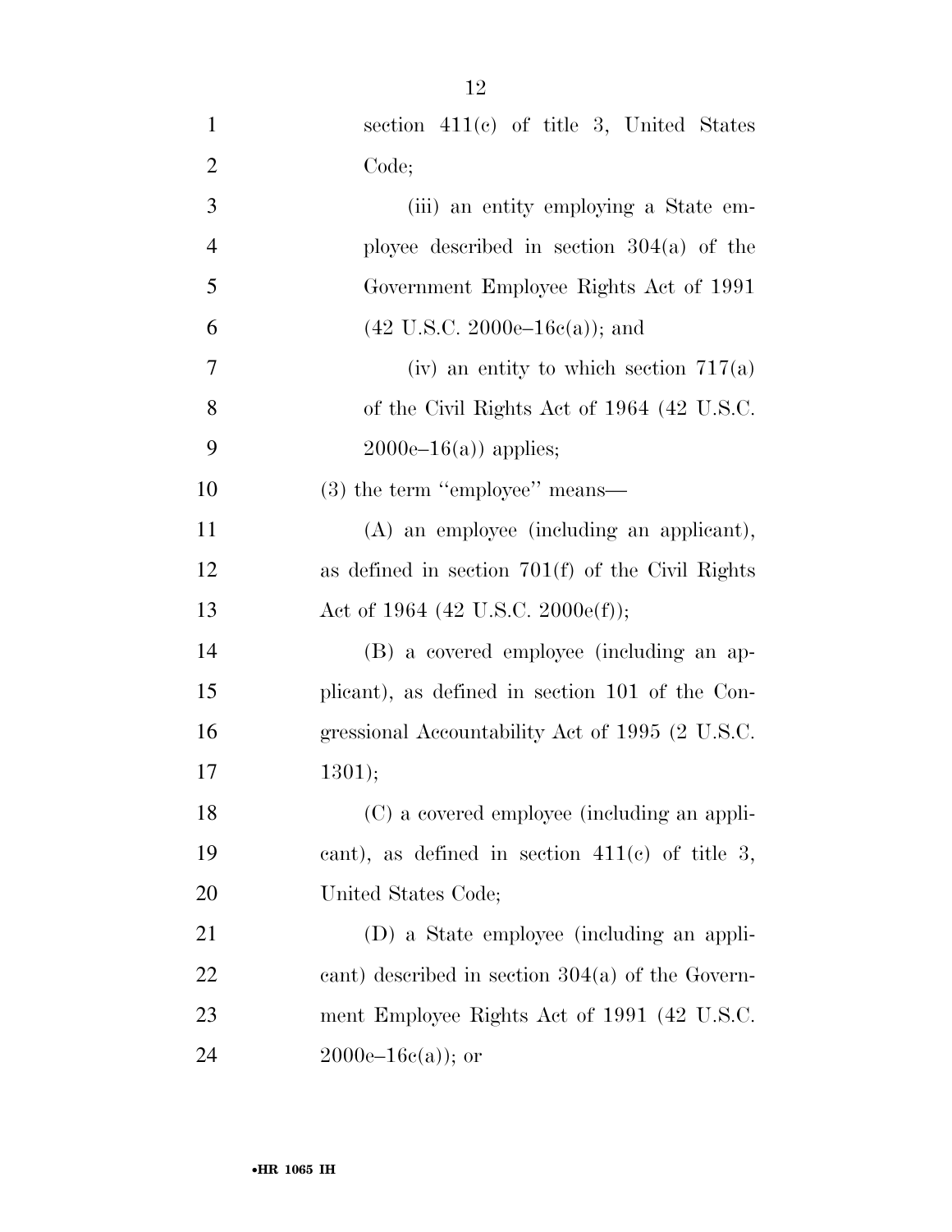section 411(c) of title 3, United States Code;

(iii) an entity employing a State employee described in section 304(a) of the Government Employee Rights Act of 1991 (42 U.S.C. 2000e–16c(a)); and

(iv) an entity to which section 717(a) of the Civil Rights Act of 1964 (42 U.S.C. 2000e–16(a)) applies;

(3) the term "employee" means—

(A) an employee (including an applicant), as defined in section 701(f) of the Civil Rights Act of 1964 (42 U.S.C. 2000e(f));

(B) a covered employee (including an applicant), as defined in section 101 of the Congressional Accountability Act of 1995 (2 U.S.C. 1301);

(C) a covered employee (including an applicant), as defined in section 411(c) of title 3, United States Code;

(D) a State employee (including an applicant) described in section 304(a) of the Government Employee Rights Act of 1991 (42 U.S.C. 2000e–16c(a)); or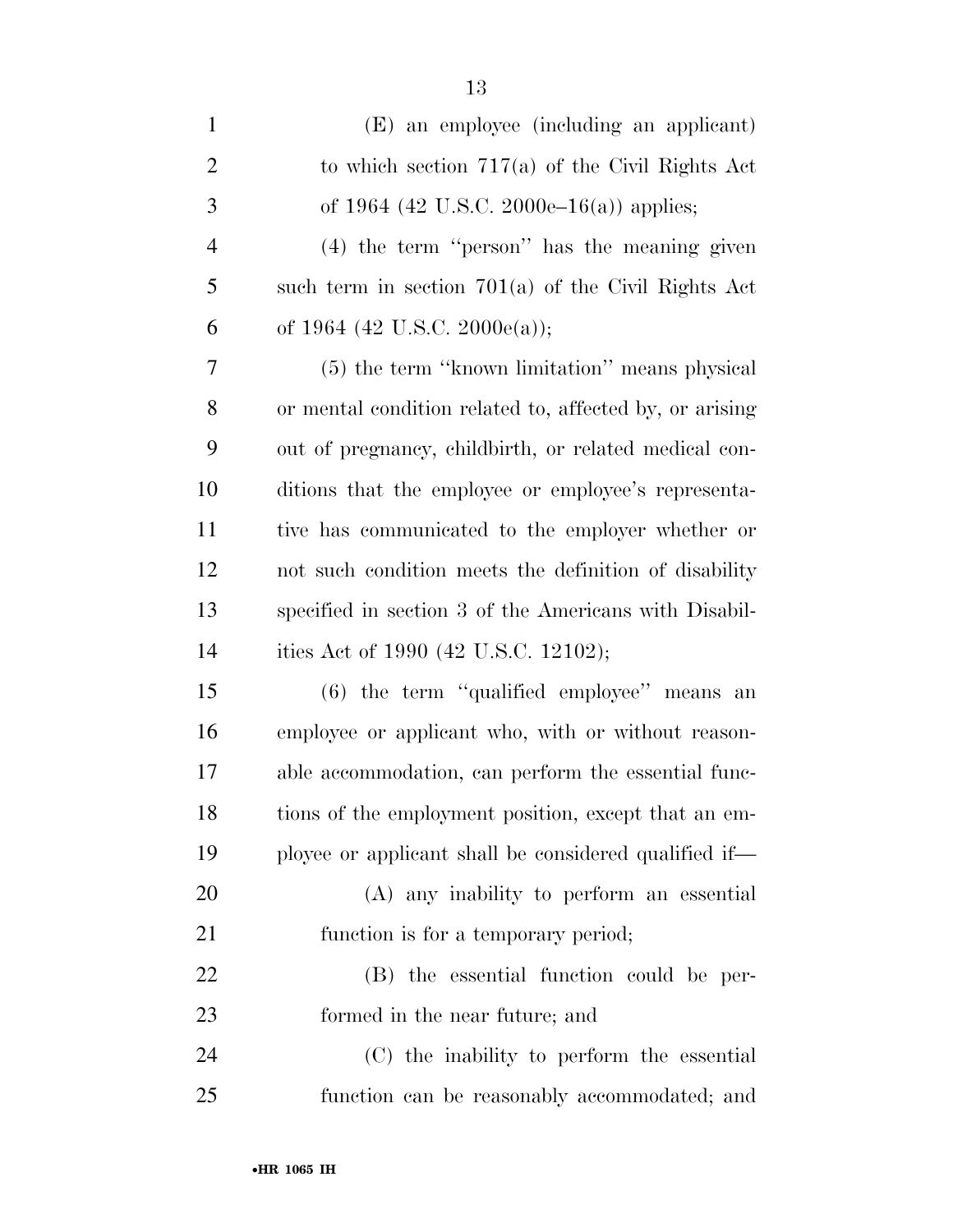(E) an employee (including an applicant) to which section 717(a) of the Civil Rights Act of 1964 (42 U.S.C. 2000e–16(a)) applies;

(4) the term ''person'' has the meaning given such term in section 701(a) of the Civil Rights Act of 1964 (42 U.S.C. 2000e(a));

(5) the term ''known limitation'' means physical or mental condition related to, affected by, or arising out of pregnancy, childbirth, or related medical conditions that the employee or employee's representative has communicated to the employer whether or not such condition meets the definition of disability specified in section 3 of the Americans with Disabilities Act of 1990 (42 U.S.C. 12102);

(6) the term ''qualified employee'' means an employee or applicant who, with or without reasonable accommodation, can perform the essential functions of the employment position, except that an employee or applicant shall be considered qualified if—

(A) any inability to perform an essential function is for a temporary period;

(B) the essential function could be performed in the near future; and

(C) the inability to perform the essential function can be reasonably accommodated; and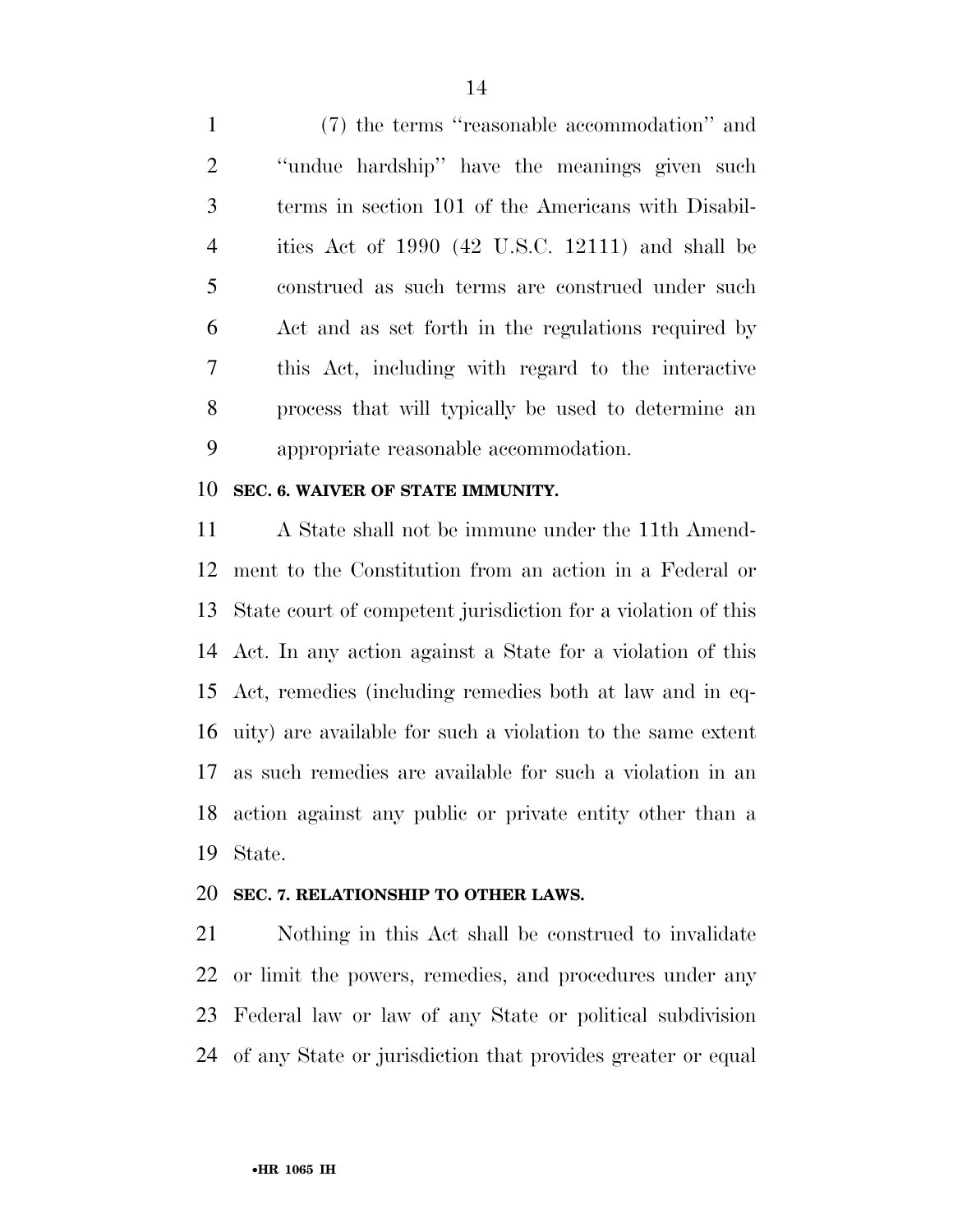(7) the terms "reasonable accommodation" and "undue hardship" have the meanings given such terms in section 101 of the Americans with Disabilities Act of 1990 (42 U.S.C. 12111) and shall be construed as such terms are construed under such Act and as set forth in the regulations required by this Act, including with regard to the interactive process that will typically be used to determine an appropriate reasonable accommodation.

**SEC. 6. WAIVER OF STATE IMMUNITY.**

A State shall not be immune under the 11th Amendment to the Constitution from an action in a Federal or State court of competent jurisdiction for a violation of this Act. In any action against a State for a violation of this Act, remedies (including remedies both at law and in equity) are available for such a violation to the same extent as such remedies are available for such a violation in an action against any public or private entity other than a State.

**SEC. 7. RELATIONSHIP TO OTHER LAWS.**

Nothing in this Act shall be construed to invalidate or limit the powers, remedies, and procedures under any Federal law or law of any State or political subdivision of any State or jurisdiction that provides greater or equal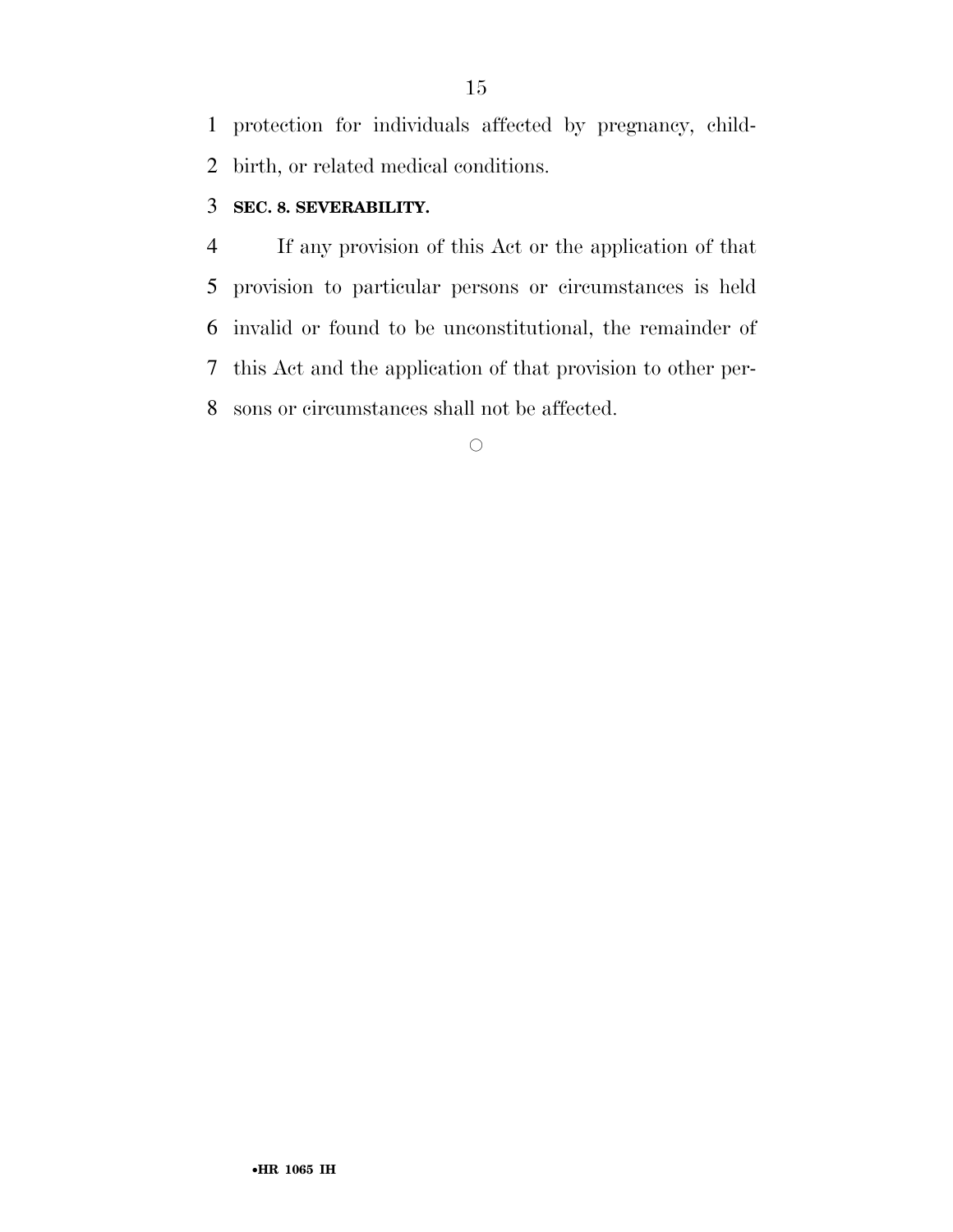protection for individuals affected by pregnancy, childbirth, or related medical conditions.

### SEC. 8. SEVERABILITY.

If any provision of this Act or the application of that provision to particular persons or circumstances is held invalid or found to be unconstitutional, the remainder of this Act and the application of that provision to other persons or circumstances shall not be affected.